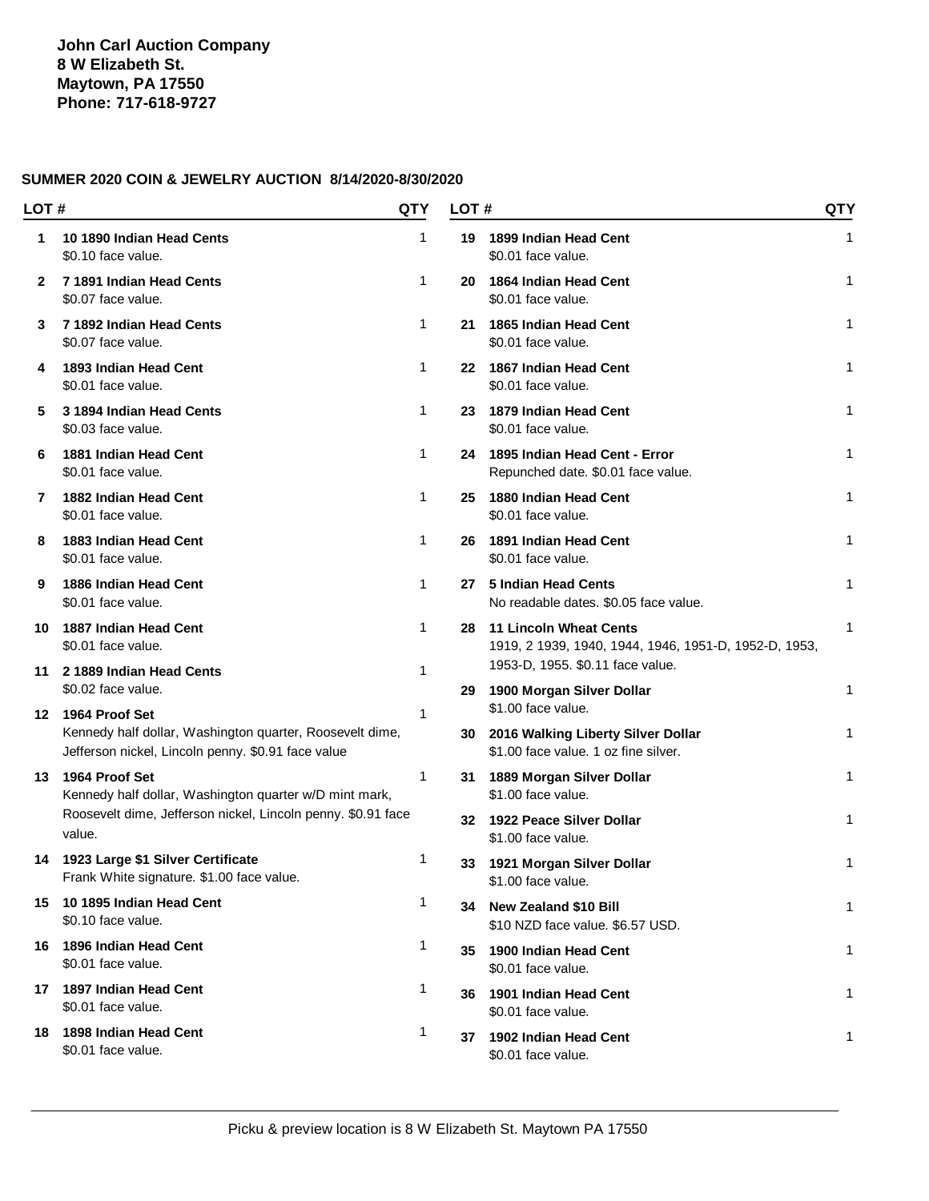**John Carl Auction Company**
**8 W Elizabeth St.**
**Maytown, PA 17550**
**Phone: 717-618-9727**

**SUMMER 2020 COIN & JEWELRY AUCTION 8/14/2020-8/30/2020**

| LOT # | | QTY |
|---|---|---|
| 1 | **10 1890 Indian Head Cents**<br>$0.10 face value. | 1 |
| 2 | **7 1891 Indian Head Cents**<br>$0.07 face value. | 1 |
| 3 | **7 1892 Indian Head Cents**<br>$0.07 face value. | 1 |
| 4 | **1893 Indian Head Cent**<br>$0.01 face value. | 1 |
| 5 | **3 1894 Indian Head Cents**<br>$0.03 face value. | 1 |
| 6 | **1881 Indian Head Cent**<br>$0.01 face value. | 1 |
| 7 | **1882 Indian Head Cent**<br>$0.01 face value. | 1 |
| 8 | **1883 Indian Head Cent**<br>$0.01 face value. | 1 |
| 9 | **1886 Indian Head Cent**<br>$0.01 face value. | 1 |
| 10 | **1887 Indian Head Cent**<br>$0.01 face value. | 1 |
| 11 | **2 1889 Indian Head Cents**<br>$0.02 face value. | 1 |
| 12 | **1964 Proof Set**<br>Kennedy half dollar, Washington quarter, Roosevelt dime, Jefferson nickel, Lincoln penny. $0.91 face value | 1 |
| 13 | **1964 Proof Set**<br>Kennedy half dollar, Washington quarter w/D mint mark, Roosevelt dime, Jefferson nickel, Lincoln penny. $0.91 face value. | 1 |
| 14 | **1923 Large $1 Silver Certificate**<br>Frank White signature. $1.00 face value. | 1 |
| 15 | **10 1895 Indian Head Cent**<br>$0.10 face value. | 1 |
| 16 | **1896 Indian Head Cent**<br>$0.01 face value. | 1 |
| 17 | **1897 Indian Head Cent**<br>$0.01 face value. | 1 |
| 18 | **1898 Indian Head Cent**<br>$0.01 face value. | 1 |
| 19 | **1899 Indian Head Cent**<br>$0.01 face value. | 1 |
| 20 | **1864 Indian Head Cent**<br>$0.01 face value. | 1 |
| 21 | **1865 Indian Head Cent**<br>$0.01 face value. | 1 |
| 22 | **1867 Indian Head Cent**<br>$0.01 face value. | 1 |
| 23 | **1879 Indian Head Cent**<br>$0.01 face value. | 1 |
| 24 | **1895 Indian Head Cent - Error**<br>Repunched date. $0.01 face value. | 1 |
| 25 | **1880 Indian Head Cent**<br>$0.01 face value. | 1 |
| 26 | **1891 Indian Head Cent**<br>$0.01 face value. | 1 |
| 27 | **5 Indian Head Cents**<br>No readable dates. $0.05 face value. | 1 |
| 28 | **11 Lincoln Wheat Cents**<br>1919, 2 1939, 1940, 1944, 1946, 1951-D, 1952-D, 1953, 1953-D, 1955. $0.11 face value. | 1 |
| 29 | **1900 Morgan Silver Dollar**<br>$1.00 face value. | 1 |
| 30 | **2016 Walking Liberty Silver Dollar**<br>$1.00 face value. 1 oz fine silver. | 1 |
| 31 | **1889 Morgan Silver Dollar**<br>$1.00 face value. | 1 |
| 32 | **1922 Peace Silver Dollar**<br>$1.00 face value. | 1 |
| 33 | **1921 Morgan Silver Dollar**<br>$1.00 face value. | 1 |
| 34 | **New Zealand $10 Bill**<br>$10 NZD face value. $6.57 USD. | 1 |
| 35 | **1900 Indian Head Cent**<br>$0.01 face value. | 1 |
| 36 | **1901 Indian Head Cent**<br>$0.01 face value. | 1 |
| 37 | **1902 Indian Head Cent**<br>$0.01 face value. | 1 |

Picku & preview location is 8 W Elizabeth St. Maytown PA 17550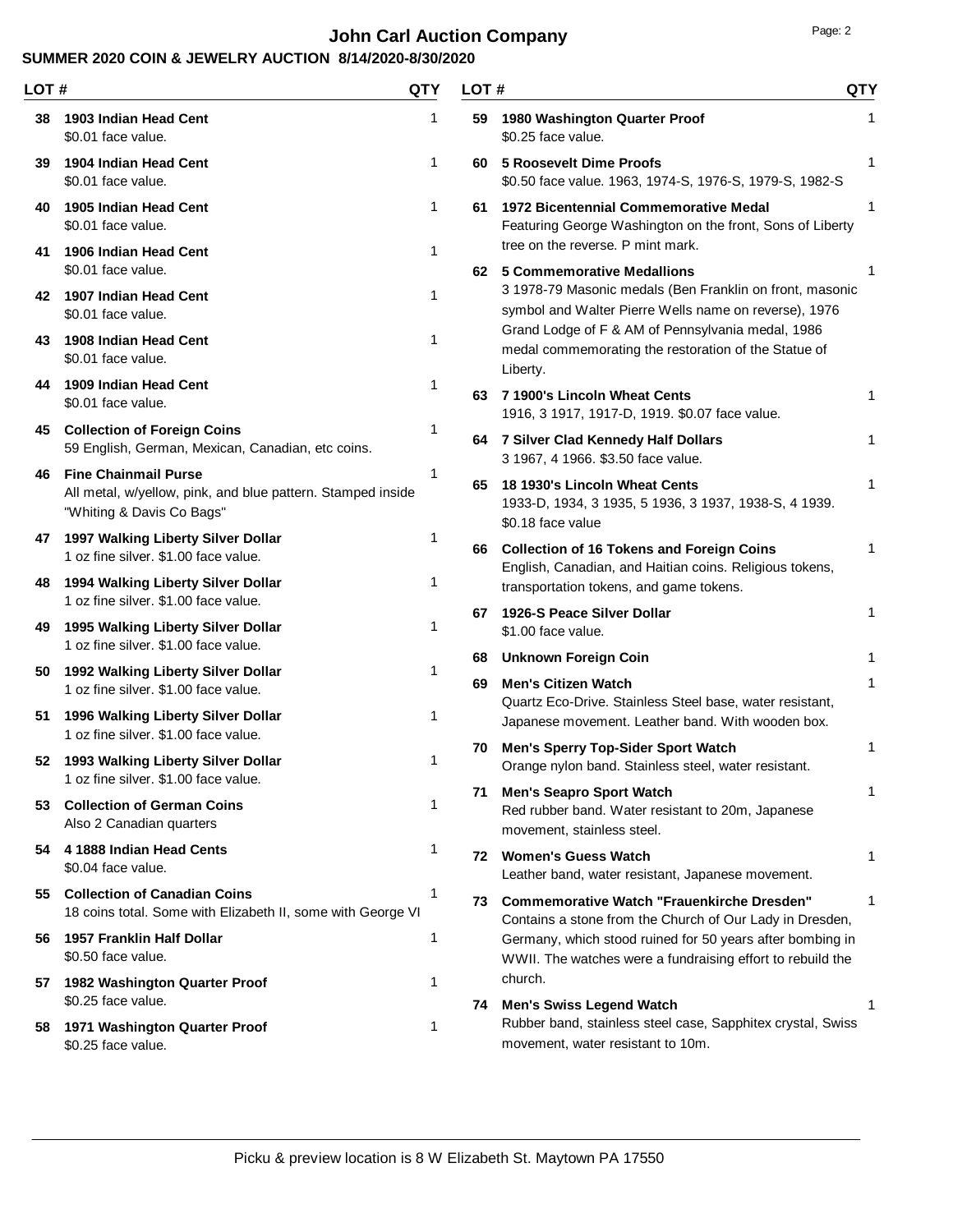# John Carl Auction Company

## SUMMER 2020 COIN & JEWELRY AUCTION 8/14/2020-8/30/2020

| LOT # | | QTY |
|---|---|---|
| 38 | **1903 Indian Head Cent**<br>$0.01 face value. | 1 |
| 39 | **1904 Indian Head Cent**<br>$0.01 face value. | 1 |
| 40 | **1905 Indian Head Cent**<br>$0.01 face value. | 1 |
| 41 | **1906 Indian Head Cent**<br>$0.01 face value. | 1 |
| 42 | **1907 Indian Head Cent**<br>$0.01 face value. | 1 |
| 43 | **1908 Indian Head Cent**<br>$0.01 face value. | 1 |
| 44 | **1909 Indian Head Cent**<br>$0.01 face value. | 1 |
| 45 | **Collection of Foreign Coins**<br>59 English, German, Mexican, Canadian, etc coins. | 1 |
| 46 | **Fine Chainmail Purse**<br>All metal, w/yellow, pink, and blue pattern. Stamped inside "Whiting & Davis Co Bags" | 1 |
| 47 | **1997 Walking Liberty Silver Dollar**<br>1 oz fine silver. $1.00 face value. | 1 |
| 48 | **1994 Walking Liberty Silver Dollar**<br>1 oz fine silver. $1.00 face value. | 1 |
| 49 | **1995 Walking Liberty Silver Dollar**<br>1 oz fine silver. $1.00 face value. | 1 |
| 50 | **1992 Walking Liberty Silver Dollar**<br>1 oz fine silver. $1.00 face value. | 1 |
| 51 | **1996 Walking Liberty Silver Dollar**<br>1 oz fine silver. $1.00 face value. | 1 |
| 52 | **1993 Walking Liberty Silver Dollar**<br>1 oz fine silver. $1.00 face value. | 1 |
| 53 | **Collection of German Coins**<br>Also 2 Canadian quarters | 1 |
| 54 | **4 1888 Indian Head Cents**<br>$0.04 face value. | 1 |
| 55 | **Collection of Canadian Coins**<br>18 coins total. Some with Elizabeth II, some with George VI | 1 |
| 56 | **1957 Franklin Half Dollar**<br>$0.50 face value. | 1 |
| 57 | **1982 Washington Quarter Proof**<br>$0.25 face value. | 1 |
| 58 | **1971 Washington Quarter Proof**<br>$0.25 face value. | 1 |
| 59 | **1980 Washington Quarter Proof**<br>$0.25 face value. | 1 |
| 60 | **5 Roosevelt Dime Proofs**<br>$0.50 face value. 1963, 1974-S, 1976-S, 1979-S, 1982-S | 1 |
| 61 | **1972 Bicentennial Commemorative Medal**<br>Featuring George Washington on the front, Sons of Liberty tree on the reverse. P mint mark. | 1 |
| 62 | **5 Commemorative Medallions**<br>3 1978-79 Masonic medals (Ben Franklin on front, masonic symbol and Walter Pierre Wells name on reverse), 1976 Grand Lodge of F & AM of Pennsylvania medal, 1986 medal commemorating the restoration of the Statue of Liberty. | 1 |
| 63 | **7 1900's Lincoln Wheat Cents**<br>1916, 3 1917, 1917-D, 1919. $0.07 face value. | 1 |
| 64 | **7 Silver Clad Kennedy Half Dollars**<br>3 1967, 4 1966. $3.50 face value. | 1 |
| 65 | **18 1930's Lincoln Wheat Cents**<br>1933-D, 1934, 3 1935, 5 1936, 3 1937, 1938-S, 4 1939. $0.18 face value | 1 |
| 66 | **Collection of 16 Tokens and Foreign Coins**<br>English, Canadian, and Haitian coins. Religious tokens, transportation tokens, and game tokens. | 1 |
| 67 | **1926-S Peace Silver Dollar**<br>$1.00 face value. | 1 |
| 68 | **Unknown Foreign Coin** | 1 |
| 69 | **Men's Citizen Watch**<br>Quartz Eco-Drive. Stainless Steel base, water resistant, Japanese movement. Leather band. With wooden box. | 1 |
| 70 | **Men's Sperry Top-Sider Sport Watch**<br>Orange nylon band. Stainless steel, water resistant. | 1 |
| 71 | **Men's Seapro Sport Watch**<br>Red rubber band. Water resistant to 20m, Japanese movement, stainless steel. | 1 |
| 72 | **Women's Guess Watch**<br>Leather band, water resistant, Japanese movement. | 1 |
| 73 | **Commemorative Watch "Frauenkirche Dresden"**<br>Contains a stone from the Church of Our Lady in Dresden, Germany, which stood ruined for 50 years after bombing in WWII. The watches were a fundraising effort to rebuild the church. | 1 |
| 74 | **Men's Swiss Legend Watch**<br>Rubber band, stainless steel case, Sapphitex crystal, Swiss movement, water resistant to 10m. | 1 |

Picku & preview location is 8 W Elizabeth St. Maytown PA 17550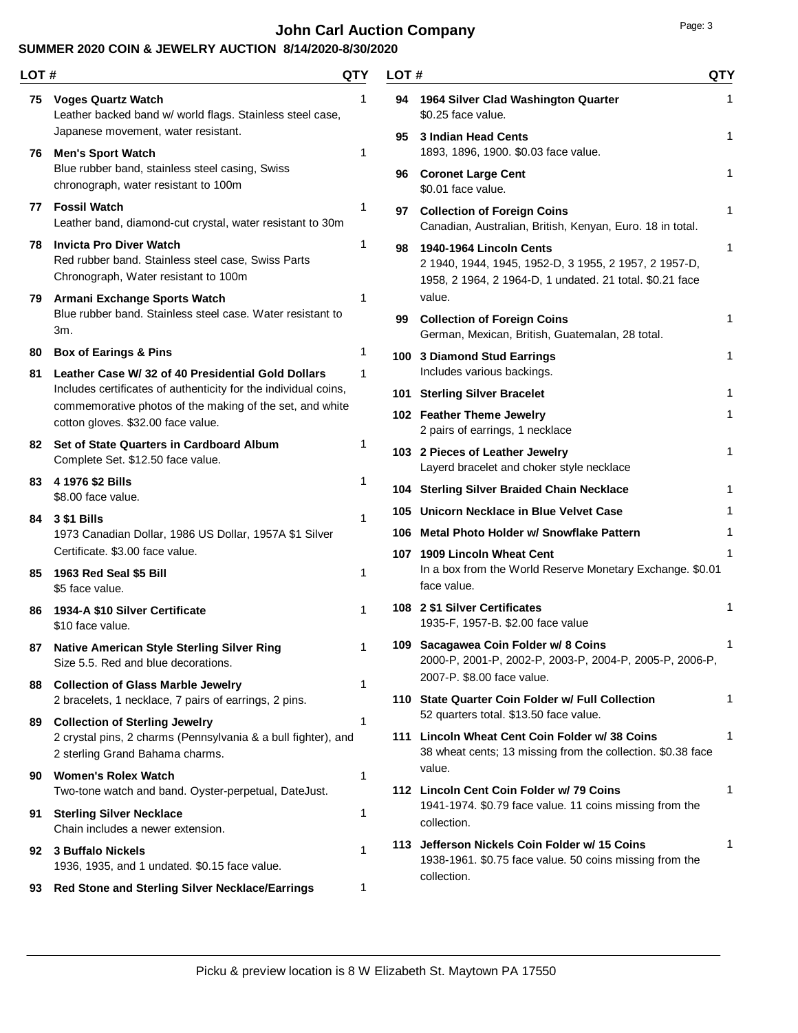# John Carl Auction Company

## SUMMER 2020 COIN & JEWELRY AUCTION 8/14/2020-8/30/2020

| LOT # | | QTY |
|---|---|---|
| 75 | **Voges Quartz Watch**<br>Leather backed band w/ world flags. Stainless steel case, Japanese movement, water resistant. | 1 |
| 76 | **Men's Sport Watch**<br>Blue rubber band, stainless steel casing, Swiss chronograph, water resistant to 100m | 1 |
| 77 | **Fossil Watch**<br>Leather band, diamond-cut crystal, water resistant to 30m | 1 |
| 78 | **Invicta Pro Diver Watch**<br>Red rubber band. Stainless steel case, Swiss Parts Chronograph, Water resistant to 100m | 1 |
| 79 | **Armani Exchange Sports Watch**<br>Blue rubber band. Stainless steel case. Water resistant to 3m. | 1 |
| 80 | **Box of Earings & Pins** | 1 |
| 81 | **Leather Case W/ 32 of 40 Presidential Gold Dollars**<br>Includes certificates of authenticity for the individual coins, commemorative photos of the making of the set, and white cotton gloves. $32.00 face value. | 1 |
| 82 | **Set of State Quarters in Cardboard Album**<br>Complete Set. $12.50 face value. | 1 |
| 83 | **4 1976 $2 Bills**<br>$8.00 face value. | 1 |
| 84 | **3 $1 Bills**<br>1973 Canadian Dollar, 1986 US Dollar, 1957A $1 Silver Certificate. $3.00 face value. | 1 |
| 85 | **1963 Red Seal $5 Bill**<br>$5 face value. | 1 |
| 86 | **1934-A $10 Silver Certificate**<br>$10 face value. | 1 |
| 87 | **Native American Style Sterling Silver Ring**<br>Size 5.5. Red and blue decorations. | 1 |
| 88 | **Collection of Glass Marble Jewelry**<br>2 bracelets, 1 necklace, 7 pairs of earrings, 2 pins. | 1 |
| 89 | **Collection of Sterling Jewelry**<br>2 crystal pins, 2 charms (Pennsylvania & a bull fighter), and 2 sterling Grand Bahama charms. | 1 |
| 90 | **Women's Rolex Watch**<br>Two-tone watch and band. Oyster-perpetual, DateJust. | 1 |
| 91 | **Sterling Silver Necklace**<br>Chain includes a newer extension. | 1 |
| 92 | **3 Buffalo Nickels**<br>1936, 1935, and 1 undated. $0.15 face value. | 1 |
| 93 | **Red Stone and Sterling Silver Necklace/Earrings** | 1 |
| 94 | **1964 Silver Clad Washington Quarter**<br>$0.25 face value. | 1 |
| 95 | **3 Indian Head Cents**<br>1893, 1896, 1900. $0.03 face value. | 1 |
| 96 | **Coronet Large Cent**<br>$0.01 face value. | 1 |
| 97 | **Collection of Foreign Coins**<br>Canadian, Australian, British, Kenyan, Euro. 18 in total. | 1 |
| 98 | **1940-1964 Lincoln Cents**<br>2 1940, 1944, 1945, 1952-D, 3 1955, 2 1957, 2 1957-D, 1958, 2 1964, 2 1964-D, 1 undated. 21 total. $0.21 face value. | 1 |
| 99 | **Collection of Foreign Coins**<br>German, Mexican, British, Guatemalan, 28 total. | 1 |
| 100 | **3 Diamond Stud Earrings**<br>Includes various backings. | 1 |
| 101 | **Sterling Silver Bracelet** | 1 |
| 102 | **Feather Theme Jewelry**<br>2 pairs of earrings, 1 necklace | 1 |
| 103 | **2 Pieces of Leather Jewelry**<br>Layerd bracelet and choker style necklace | 1 |
| 104 | **Sterling Silver Braided Chain Necklace** | 1 |
| 105 | **Unicorn Necklace in Blue Velvet Case** | 1 |
| 106 | **Metal Photo Holder w/ Snowflake Pattern** | 1 |
| 107 | **1909 Lincoln Wheat Cent**<br>In a box from the World Reserve Monetary Exchange. $0.01 face value. | 1 |
| 108 | **2 $1 Silver Certificates**<br>1935-F, 1957-B. $2.00 face value | 1 |
| 109 | **Sacagawea Coin Folder w/ 8 Coins**<br>2000-P, 2001-P, 2002-P, 2003-P, 2004-P, 2005-P, 2006-P, 2007-P. $8.00 face value. | 1 |
| 110 | **State Quarter Coin Folder w/ Full Collection**<br>52 quarters total. $13.50 face value. | 1 |
| 111 | **Lincoln Wheat Cent Coin Folder w/ 38 Coins**<br>38 wheat cents; 13 missing from the collection. $0.38 face value. | 1 |
| 112 | **Lincoln Cent Coin Folder w/ 79 Coins**<br>1941-1974. $0.79 face value. 11 coins missing from the collection. | 1 |
| 113 | **Jefferson Nickels Coin Folder w/ 15 Coins**<br>1938-1961. $0.75 face value. 50 coins missing from the collection. | 1 |

Picku & preview location is 8 W Elizabeth St. Maytown PA 17550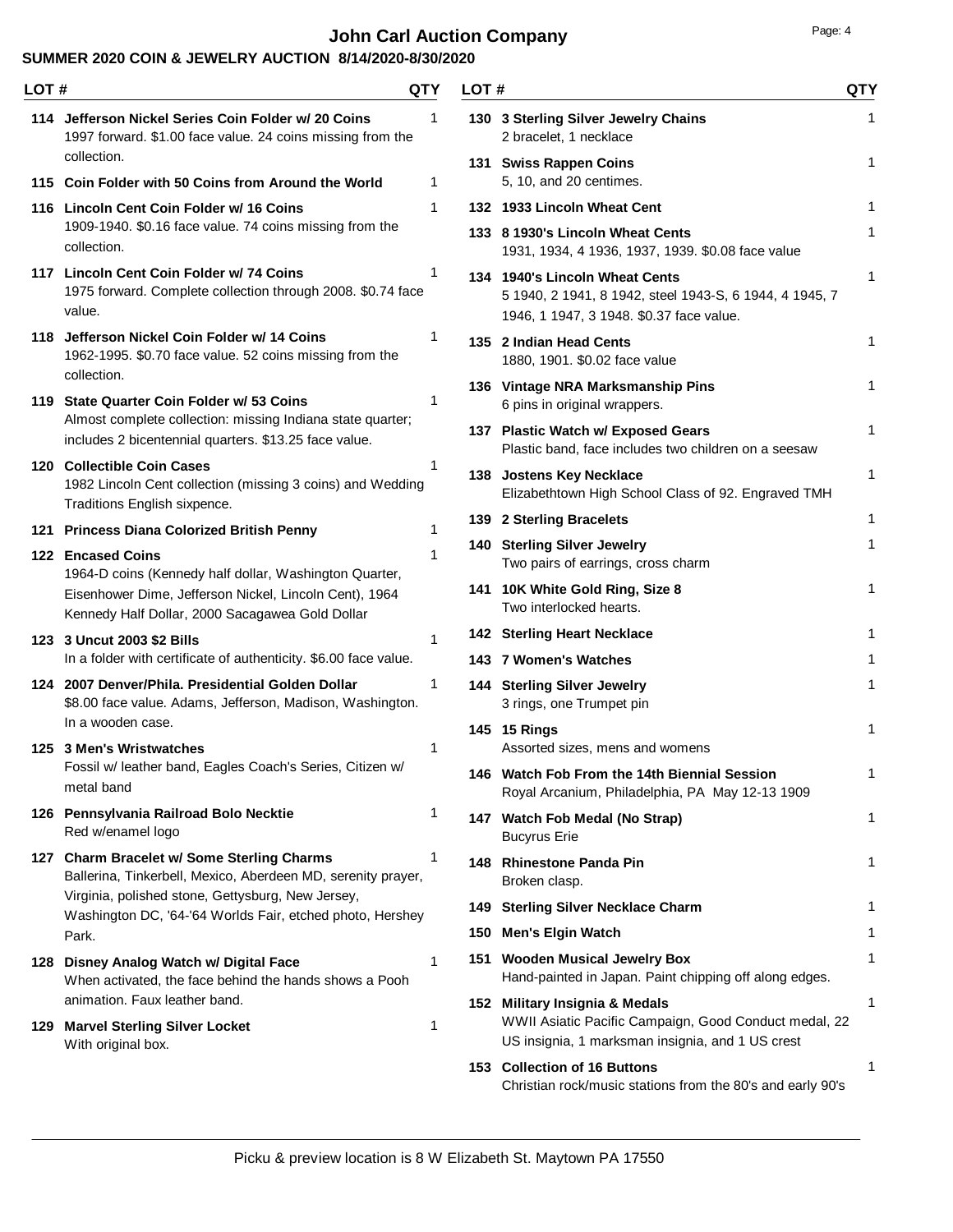# John Carl Auction Company

## SUMMER 2020 COIN & JEWELRY AUCTION 8/14/2020-8/30/2020

| LOT # | | QTY |
|---|---|---|
| 114 | **Jefferson Nickel Series Coin Folder w/ 20 Coins**<br>1997 forward. $1.00 face value. 24 coins missing from the collection. | 1 |
| 115 | **Coin Folder with 50 Coins from Around the World** | 1 |
| 116 | **Lincoln Cent Coin Folder w/ 16 Coins**<br>1909-1940. $0.16 face value. 74 coins missing from the collection. | 1 |
| 117 | **Lincoln Cent Coin Folder w/ 74 Coins**<br>1975 forward. Complete collection through 2008. $0.74 face value. | 1 |
| 118 | **Jefferson Nickel Coin Folder w/ 14 Coins**<br>1962-1995. $0.70 face value. 52 coins missing from the collection. | 1 |
| 119 | **State Quarter Coin Folder w/ 53 Coins**<br>Almost complete collection: missing Indiana state quarter; includes 2 bicentennial quarters. $13.25 face value. | 1 |
| 120 | **Collectible Coin Cases**<br>1982 Lincoln Cent collection (missing 3 coins) and Wedding Traditions English sixpence. | 1 |
| 121 | **Princess Diana Colorized British Penny** | 1 |
| 122 | **Encased Coins**<br>1964-D coins (Kennedy half dollar, Washington Quarter, Eisenhower Dime, Jefferson Nickel, Lincoln Cent), 1964 Kennedy Half Dollar, 2000 Sacagawea Gold Dollar | 1 |
| 123 | **3 Uncut 2003 $2 Bills**<br>In a folder with certificate of authenticity. $6.00 face value. | 1 |
| 124 | **2007 Denver/Phila. Presidential Golden Dollar**<br>$8.00 face value. Adams, Jefferson, Madison, Washington. In a wooden case. | 1 |
| 125 | **3 Men's Wristwatches**<br>Fossil w/ leather band, Eagles Coach's Series, Citizen w/ metal band | 1 |
| 126 | **Pennsylvania Railroad Bolo Necktie**<br>Red w/enamel logo | 1 |
| 127 | **Charm Bracelet w/ Some Sterling Charms**<br>Ballerina, Tinkerbell, Mexico, Aberdeen MD, serenity prayer, Virginia, polished stone, Gettysburg, New Jersey, Washington DC, '64-'64 Worlds Fair, etched photo, Hershey Park. | 1 |
| 128 | **Disney Analog Watch w/ Digital Face**<br>When activated, the face behind the hands shows a Pooh animation. Faux leather band. | 1 |
| 129 | **Marvel Sterling Silver Locket**<br>With original box. | 1 |
| 130 | **3 Sterling Silver Jewelry Chains**<br>2 bracelet, 1 necklace | 1 |
| 131 | **Swiss Rappen Coins**<br>5, 10, and 20 centimes. | 1 |
| 132 | **1933 Lincoln Wheat Cent** | 1 |
| 133 | **8 1930's Lincoln Wheat Cents**<br>1931, 1934, 4 1936, 1937, 1939. $0.08 face value | 1 |
| 134 | **1940's Lincoln Wheat Cents**<br>5 1940, 2 1941, 8 1942, steel 1943-S, 6 1944, 4 1945, 7 1946, 1 1947, 3 1948. $0.37 face value. | 1 |
| 135 | **2 Indian Head Cents**<br>1880, 1901. $0.02 face value | 1 |
| 136 | **Vintage NRA Marksmanship Pins**<br>6 pins in original wrappers. | 1 |
| 137 | **Plastic Watch w/ Exposed Gears**<br>Plastic band, face includes two children on a seesaw | 1 |
| 138 | **Jostens Key Necklace**<br>Elizabethtown High School Class of 92. Engraved TMH | 1 |
| 139 | **2 Sterling Bracelets** | 1 |
| 140 | **Sterling Silver Jewelry**<br>Two pairs of earrings, cross charm | 1 |
| 141 | **10K White Gold Ring, Size 8**<br>Two interlocked hearts. | 1 |
| 142 | **Sterling Heart Necklace** | 1 |
| 143 | **7 Women's Watches** | 1 |
| 144 | **Sterling Silver Jewelry**<br>3 rings, one Trumpet pin | 1 |
| 145 | **15 Rings**<br>Assorted sizes, mens and womens | 1 |
| 146 | **Watch Fob From the 14th Biennial Session**<br>Royal Arcanium, Philadelphia, PA May 12-13 1909 | 1 |
| 147 | **Watch Fob Medal (No Strap)**<br>Bucyrus Erie | 1 |
| 148 | **Rhinestone Panda Pin**<br>Broken clasp. | 1 |
| 149 | **Sterling Silver Necklace Charm** | 1 |
| 150 | **Men's Elgin Watch** | 1 |
| 151 | **Wooden Musical Jewelry Box**<br>Hand-painted in Japan. Paint chipping off along edges. | 1 |
| 152 | **Military Insignia & Medals**<br>WWII Asiatic Pacific Campaign, Good Conduct medal, 22 US insignia, 1 marksman insignia, and 1 US crest | 1 |
| 153 | **Collection of 16 Buttons**<br>Christian rock/music stations from the 80's and early 90's | 1 |

Picku & preview location is 8 W Elizabeth St. Maytown PA 17550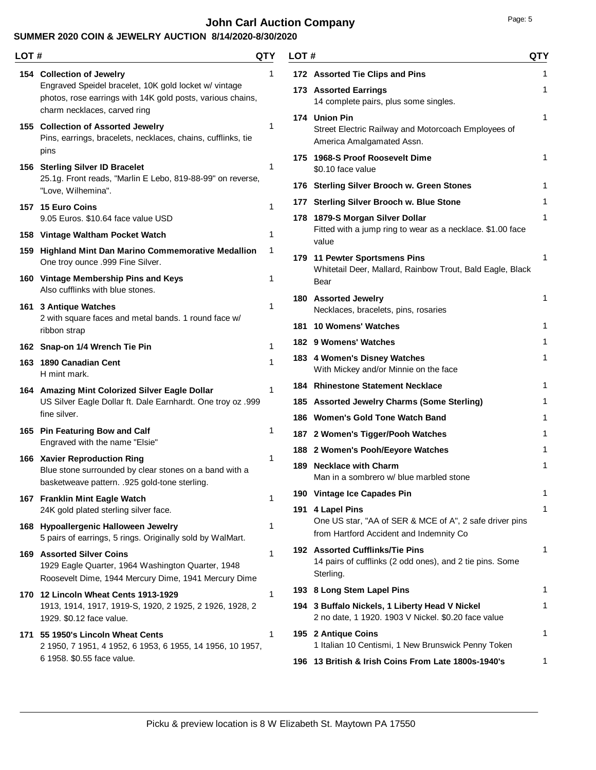# John Carl Auction Company

## SUMMER 2020 COIN & JEWELRY AUCTION 8/14/2020-8/30/2020

| LOT # | Description | QTY |
|---|---|---|
| 154 | **Collection of Jewelry**<br>Engraved Speidel bracelet, 10K gold locket w/ vintage photos, rose earrings with 14K gold posts, various chains, charm necklaces, carved ring | 1 |
| 155 | **Collection of Assorted Jewelry**<br>Pins, earrings, bracelets, necklaces, chains, cufflinks, tie pins | 1 |
| 156 | **Sterling Silver ID Bracelet**<br>25.1g. Front reads, "Marlin E Lebo, 819-88-99" on reverse, "Love, Wilhemina". | 1 |
| 157 | **15 Euro Coins**<br>9.05 Euros. $10.64 face value USD | 1 |
| 158 | **Vintage Waltham Pocket Watch** | 1 |
| 159 | **Highland Mint Dan Marino Commemorative Medallion**<br>One troy ounce .999 Fine Silver. | 1 |
| 160 | **Vintage Membership Pins and Keys**<br>Also cufflinks with blue stones. | 1 |
| 161 | **3 Antique Watches**<br>2 with square faces and metal bands. 1 round face w/ ribbon strap | 1 |
| 162 | **Snap-on 1/4 Wrench Tie Pin** | 1 |
| 163 | **1890 Canadian Cent**<br>H mint mark. | 1 |
| 164 | **Amazing Mint Colorized Silver Eagle Dollar**<br>US Silver Eagle Dollar ft. Dale Earnhardt. One troy oz .999 fine silver. | 1 |
| 165 | **Pin Featuring Bow and Calf**<br>Engraved with the name "Elsie" | 1 |
| 166 | **Xavier Reproduction Ring**<br>Blue stone surrounded by clear stones on a band with a basketweave pattern. .925 gold-tone sterling. | 1 |
| 167 | **Franklin Mint Eagle Watch**<br>24K gold plated sterling silver face. | 1 |
| 168 | **Hypoallergenic Halloween Jewelry**<br>5 pairs of earrings, 5 rings. Originally sold by WalMart. | 1 |
| 169 | **Assorted Silver Coins**<br>1929 Eagle Quarter, 1964 Washington Quarter, 1948 Roosevelt Dime, 1944 Mercury Dime, 1941 Mercury Dime | 1 |
| 170 | **12 Lincoln Wheat Cents 1913-1929**<br>1913, 1914, 1917, 1919-S, 1920, 2 1925, 2 1926, 1928, 2 1929. $0.12 face value. | 1 |
| 171 | **55 1950's Lincoln Wheat Cents**<br>2 1950, 7 1951, 4 1952, 6 1953, 6 1955, 14 1956, 10 1957, 6 1958. $0.55 face value. | 1 |
| 172 | **Assorted Tie Clips and Pins** | 1 |
| 173 | **Assorted Earrings**<br>14 complete pairs, plus some singles. | 1 |
| 174 | **Union Pin**<br>Street Electric Railway and Motorcoach Employees of America Amalgamated Assn. | 1 |
| 175 | **1968-S Proof Roosevelt Dime**<br>$0.10 face value | 1 |
| 176 | **Sterling Silver Brooch w. Green Stones** | 1 |
| 177 | **Sterling Silver Brooch w. Blue Stone** | 1 |
| 178 | **1879-S Morgan Silver Dollar**<br>Fitted with a jump ring to wear as a necklace. $1.00 face value | 1 |
| 179 | **11 Pewter Sportsmens Pins**<br>Whitetail Deer, Mallard, Rainbow Trout, Bald Eagle, Black Bear | 1 |
| 180 | **Assorted Jewelry**<br>Necklaces, bracelets, pins, rosaries | 1 |
| 181 | **10 Womens' Watches** | 1 |
| 182 | **9 Womens' Watches** | 1 |
| 183 | **4 Women's Disney Watches**<br>With Mickey and/or Minnie on the face | 1 |
| 184 | **Rhinestone Statement Necklace** | 1 |
| 185 | **Assorted Jewelry Charms (Some Sterling)** | 1 |
| 186 | **Women's Gold Tone Watch Band** | 1 |
| 187 | **2 Women's Tigger/Pooh Watches** | 1 |
| 188 | **2 Women's Pooh/Eeyore Watches** | 1 |
| 189 | **Necklace with Charm**<br>Man in a sombrero w/ blue marbled stone | 1 |
| 190 | **Vintage Ice Capades Pin** | 1 |
| 191 | **4 Lapel Pins**<br>One US star, "AA of SER & MCE of A", 2 safe driver pins from Hartford Accident and Indemnity Co | 1 |
| 192 | **Assorted Cufflinks/Tie Pins**<br>14 pairs of cufflinks (2 odd ones), and 2 tie pins. Some Sterling. | 1 |
| 193 | **8 Long Stem Lapel Pins** | 1 |
| 194 | **3 Buffalo Nickels, 1 Liberty Head V Nickel**<br>2 no date, 1 1920. 1903 V Nickel. $0.20 face value | 1 |
| 195 | **2 Antique Coins**<br>1 Italian 10 Centismi, 1 New Brunswick Penny Token | 1 |
| 196 | **13 British & Irish Coins From Late 1800s-1940's** | 1 |

Picku & preview location is 8 W Elizabeth St. Maytown PA 17550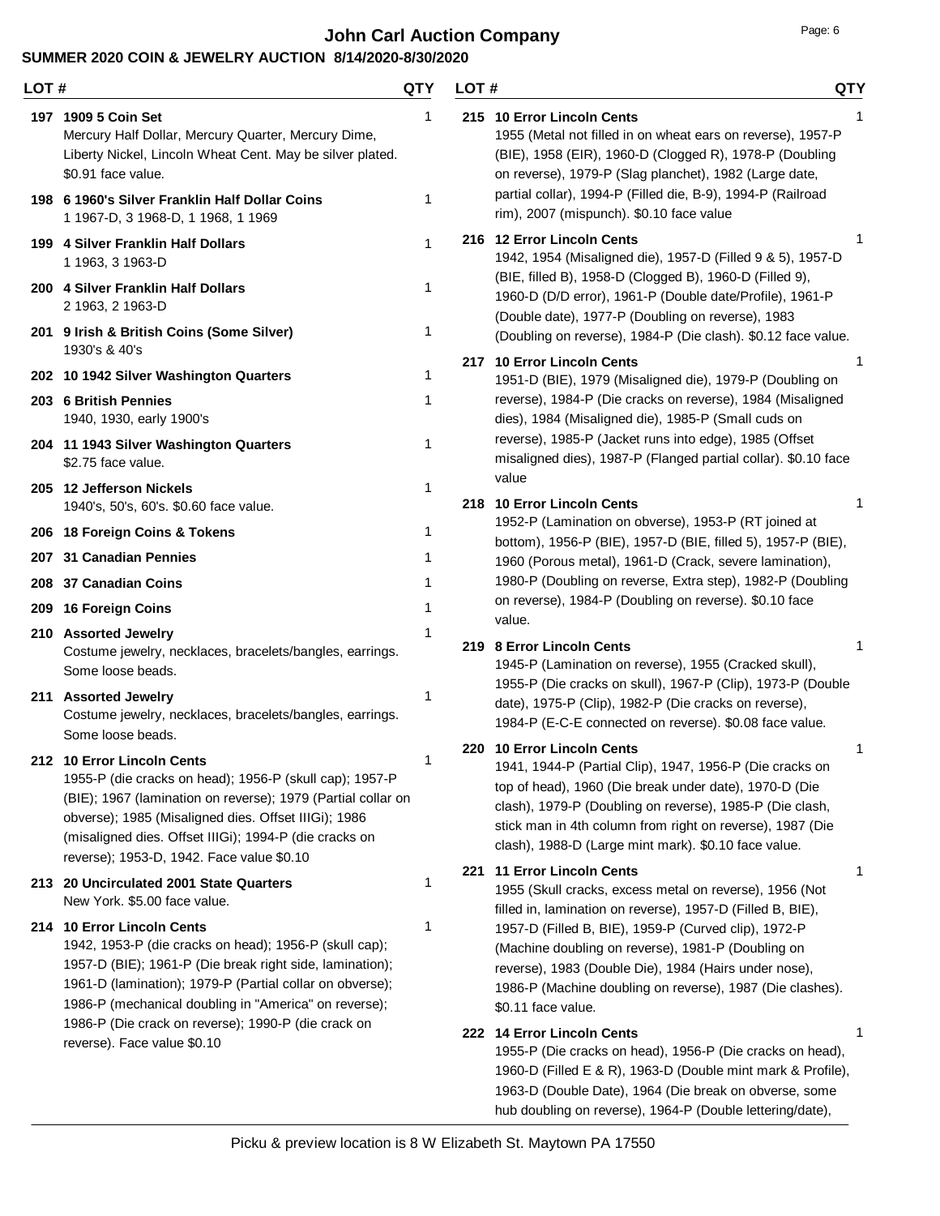# John Carl Auction Company

## SUMMER 2020 COIN & JEWELRY AUCTION 8/14/2020-8/30/2020

| LOT # | Description | QTY |
|---|---|---|
| 197 | **1909 5 Coin Set**<br>Mercury Half Dollar, Mercury Quarter, Mercury Dime, Liberty Nickel, Lincoln Wheat Cent. May be silver plated. $0.91 face value. | 1 |
| 198 | **6 1960's Silver Franklin Half Dollar Coins**<br>1 1967-D, 3 1968-D, 1 1968, 1 1969 | 1 |
| 199 | **4 Silver Franklin Half Dollars**<br>1 1963, 3 1963-D | 1 |
| 200 | **4 Silver Franklin Half Dollars**<br>2 1963, 2 1963-D | 1 |
| 201 | **9 Irish & British Coins (Some Silver)**<br>1930's & 40's | 1 |
| 202 | **10 1942 Silver Washington Quarters** | 1 |
| 203 | **6 British Pennies**<br>1940, 1930, early 1900's | 1 |
| 204 | **11 1943 Silver Washington Quarters**<br>$2.75 face value. | 1 |
| 205 | **12 Jefferson Nickels**<br>1940's, 50's, 60's. $0.60 face value. | 1 |
| 206 | **18 Foreign Coins & Tokens** | 1 |
| 207 | **31 Canadian Pennies** | 1 |
| 208 | **37 Canadian Coins** | 1 |
| 209 | **16 Foreign Coins** | 1 |
| 210 | **Assorted Jewelry**<br>Costume jewelry, necklaces, bracelets/bangles, earrings. Some loose beads. | 1 |
| 211 | **Assorted Jewelry**<br>Costume jewelry, necklaces, bracelets/bangles, earrings. Some loose beads. | 1 |
| 212 | **10 Error Lincoln Cents**<br>1955-P (die cracks on head); 1956-P (skull cap); 1957-P (BIE); 1967 (lamination on reverse); 1979 (Partial collar on obverse); 1985 (Misaligned dies. Offset IIIGi); 1986 (misaligned dies. Offset IIIGi); 1994-P (die cracks on reverse); 1953-D, 1942. Face value $0.10 | 1 |
| 213 | **20 Uncirculated 2001 State Quarters**<br>New York. $5.00 face value. | 1 |
| 214 | **10 Error Lincoln Cents**<br>1942, 1953-P (die cracks on head); 1956-P (skull cap); 1957-D (BIE); 1961-P (Die break right side, lamination); 1961-D (lamination); 1979-P (Partial collar on obverse); 1986-P (mechanical doubling in "America" on reverse); 1986-P (Die crack on reverse); 1990-P (die crack on reverse). Face value $0.10 | 1 |
| 215 | **10 Error Lincoln Cents**<br>1955 (Metal not filled in on wheat ears on reverse), 1957-P (BIE), 1958 (EIR), 1960-D (Clogged R), 1978-P (Doubling on reverse), 1979-P (Slag planchet), 1982 (Large date, partial collar), 1994-P (Filled die, B-9), 1994-P (Railroad rim), 2007 (mispunch). $0.10 face value | 1 |
| 216 | **12 Error Lincoln Cents**<br>1942, 1954 (Misaligned die), 1957-D (Filled 9 & 5), 1957-D (BIE, filled B), 1958-D (Clogged B), 1960-D (Filled 9), 1960-D (D/D error), 1961-P (Double date/Profile), 1961-P (Double date), 1977-P (Doubling on reverse), 1983 (Doubling on reverse), 1984-P (Die clash). $0.12 face value. | 1 |
| 217 | **10 Error Lincoln Cents**<br>1951-D (BIE), 1979 (Misaligned die), 1979-P (Doubling on reverse), 1984-P (Die cracks on reverse), 1984 (Misaligned dies), 1984 (Misaligned die), 1985-P (Small cuds on reverse), 1985-P (Jacket runs into edge), 1985 (Offset misaligned dies), 1987-P (Flanged partial collar). $0.10 face value | 1 |
| 218 | **10 Error Lincoln Cents**<br>1952-P (Lamination on obverse), 1953-P (RT joined at bottom), 1956-P (BIE), 1957-D (BIE, filled 5), 1957-P (BIE), 1960 (Porous metal), 1961-D (Crack, severe lamination), 1980-P (Doubling on reverse, Extra step), 1982-P (Doubling on reverse), 1984-P (Doubling on reverse). $0.10 face value. | 1 |
| 219 | **8 Error Lincoln Cents**<br>1945-P (Lamination on reverse), 1955 (Cracked skull), 1955-P (Die cracks on skull), 1967-P (Clip), 1973-P (Double date), 1975-P (Clip), 1982-P (Die cracks on reverse), 1984-P (E-C-E connected on reverse). $0.08 face value. | 1 |
| 220 | **10 Error Lincoln Cents**<br>1941, 1944-P (Partial Clip), 1947, 1956-P (Die cracks on top of head), 1960 (Die break under date), 1970-D (Die clash), 1979-P (Doubling on reverse), 1985-P (Die clash, stick man in 4th column from right on reverse), 1987 (Die clash), 1988-D (Large mint mark). $0.10 face value. | 1 |
| 221 | **11 Error Lincoln Cents**<br>1955 (Skull cracks, excess metal on reverse), 1956 (Not filled in, lamination on reverse), 1957-D (Filled B, BIE), 1957-D (Filled B, BIE), 1959-P (Curved clip), 1972-P (Machine doubling on reverse), 1981-P (Doubling on reverse), 1983 (Double Die), 1984 (Hairs under nose), 1986-P (Machine doubling on reverse), 1987 (Die clashes). $0.11 face value. | 1 |
| 222 | **14 Error Lincoln Cents**<br>1955-P (Die cracks on head), 1956-P (Die cracks on head), 1960-D (Filled E & R), 1963-D (Double mint mark & Profile), 1963-D (Double Date), 1964 (Die break on obverse, some hub doubling on reverse), 1964-P (Double lettering/date), | 1 |

Picku & preview location is 8 W Elizabeth St. Maytown PA 17550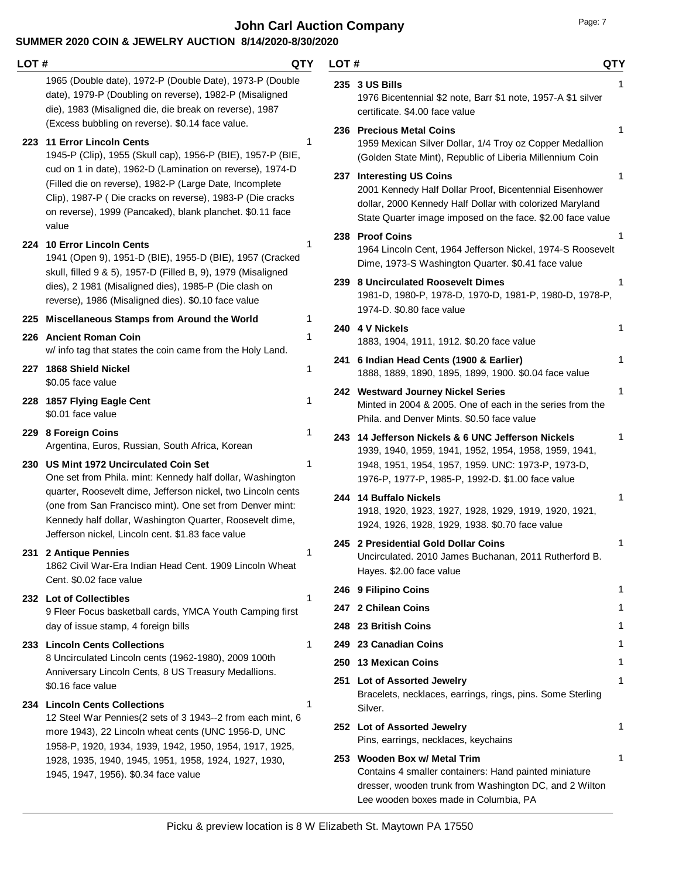1965 (Double date), 1972-P (Double Date), 1973-P (Double date), 1979-P (Doubling on reverse), 1982-P (Misaligned die), 1983 (Misaligned die, die break on reverse), 1987 (Excess bubbling on reverse). $0.14 face value.

| LOT # | | QTY |
|---|---|---|
| 223 | **11 Error Lincoln Cents** 1945-P (Clip), 1955 (Skull cap), 1956-P (BIE), 1957-P (BIE, cud on 1 in date), 1962-D (Lamination on reverse), 1974-D (Filled die on reverse), 1982-P (Large Date, Incomplete Clip), 1987-P ( Die cracks on reverse), 1983-P (Die cracks on reverse), 1999 (Pancaked), blank planchet. $0.11 face value | 1 |
| 224 | **10 Error Lincoln Cents** 1941 (Open 9), 1951-D (BIE), 1955-D (BIE), 1957 (Cracked skull, filled 9 & 5), 1957-D (Filled B, 9), 1979 (Misaligned dies), 2 1981 (Misaligned dies), 1985-P (Die clash on reverse), 1986 (Misaligned dies). $0.10 face value | 1 |
| 225 | **Miscellaneous Stamps from Around the World** | 1 |
| 226 | **Ancient Roman Coin** w/ info tag that states the coin came from the Holy Land. | 1 |
| 227 | **1868 Shield Nickel** $0.05 face value | 1 |
| 228 | **1857 Flying Eagle Cent** $0.01 face value | 1 |
| 229 | **8 Foreign Coins** Argentina, Euros, Russian, South Africa, Korean | 1 |
| 230 | **US Mint 1972 Uncirculated Coin Set** One set from Phila. mint: Kennedy half dollar, Washington quarter, Roosevelt dime, Jefferson nickel, two Lincoln cents (one from San Francisco mint). One set from Denver mint: Kennedy half dollar, Washington Quarter, Roosevelt dime, Jefferson nickel, Lincoln cent. $1.83 face value | 1 |
| 231 | **2 Antique Pennies** 1862 Civil War-Era Indian Head Cent. 1909 Lincoln Wheat Cent. $0.02 face value | 1 |
| 232 | **Lot of Collectibles** 9 Fleer Focus basketball cards, YMCA Youth Camping first day of issue stamp, 4 foreign bills | 1 |
| 233 | **Lincoln Cents Collections** 8 Uncirculated Lincoln cents (1962-1980), 2009 100th Anniversary Lincoln Cents, 8 US Treasury Medallions. $0.16 face value | 1 |
| 234 | **Lincoln Cents Collections** 12 Steel War Pennies(2 sets of 3 1943--2 from each mint, 6 more 1943), 22 Lincoln wheat cents (UNC 1956-D, UNC 1958-P, 1920, 1934, 1939, 1942, 1950, 1954, 1917, 1925, 1928, 1935, 1940, 1945, 1951, 1958, 1924, 1927, 1930, 1945, 1947, 1956). $0.34 face value | 1 |
| 235 | **3 US Bills** 1976 Bicentennial $2 note, Barr $1 note, 1957-A $1 silver certificate. $4.00 face value | 1 |
| 236 | **Precious Metal Coins** 1959 Mexican Silver Dollar, 1/4 Troy oz Copper Medallion (Golden State Mint), Republic of Liberia Millennium Coin | 1 |
| 237 | **Interesting US Coins** 2001 Kennedy Half Dollar Proof, Bicentennial Eisenhower dollar, 2000 Kennedy Half Dollar with colorized Maryland State Quarter image imposed on the face. $2.00 face value | 1 |
| 238 | **Proof Coins** 1964 Lincoln Cent, 1964 Jefferson Nickel, 1974-S Roosevelt Dime, 1973-S Washington Quarter. $0.41 face value | 1 |
| 239 | **8 Uncirculated Roosevelt Dimes** 1981-D, 1980-P, 1978-D, 1970-D, 1981-P, 1980-D, 1978-P, 1974-D. $0.80 face value | 1 |
| 240 | **4 V Nickels** 1883, 1904, 1911, 1912. $0.20 face value | 1 |
| 241 | **6 Indian Head Cents (1900 & Earlier)** 1888, 1889, 1890, 1895, 1899, 1900. $0.04 face value | 1 |
| 242 | **Westward Journey Nickel Series** Minted in 2004 & 2005. One of each in the series from the Phila. and Denver Mints. $0.50 face value | 1 |
| 243 | **14 Jefferson Nickels & 6 UNC Jefferson Nickels** 1939, 1940, 1959, 1941, 1952, 1954, 1958, 1959, 1941, 1948, 1951, 1954, 1957, 1959. UNC: 1973-P, 1973-D, 1976-P, 1977-P, 1985-P, 1992-D. $1.00 face value | 1 |
| 244 | **14 Buffalo Nickels** 1918, 1920, 1923, 1927, 1928, 1929, 1919, 1920, 1921, 1924, 1926, 1928, 1929, 1938. $0.70 face value | 1 |
| 245 | **2 Presidential Gold Dollar Coins** Uncirculated. 2010 James Buchanan, 2011 Rutherford B. Hayes. $2.00 face value | 1 |
| 246 | **9 Filipino Coins** | 1 |
| 247 | **2 Chilean Coins** | 1 |
| 248 | **23 British Coins** | 1 |
| 249 | **23 Canadian Coins** | 1 |
| 250 | **13 Mexican Coins** | 1 |
| 251 | **Lot of Assorted Jewelry** Bracelets, necklaces, earrings, rings, pins. Some Sterling Silver. | 1 |
| 252 | **Lot of Assorted Jewelry** Pins, earrings, necklaces, keychains | 1 |
| 253 | **Wooden Box w/ Metal Trim** Contains 4 smaller containers: Hand painted miniature dresser, wooden trunk from Washington DC, and 2 Wilton Lee wooden boxes made in Columbia, PA | 1 |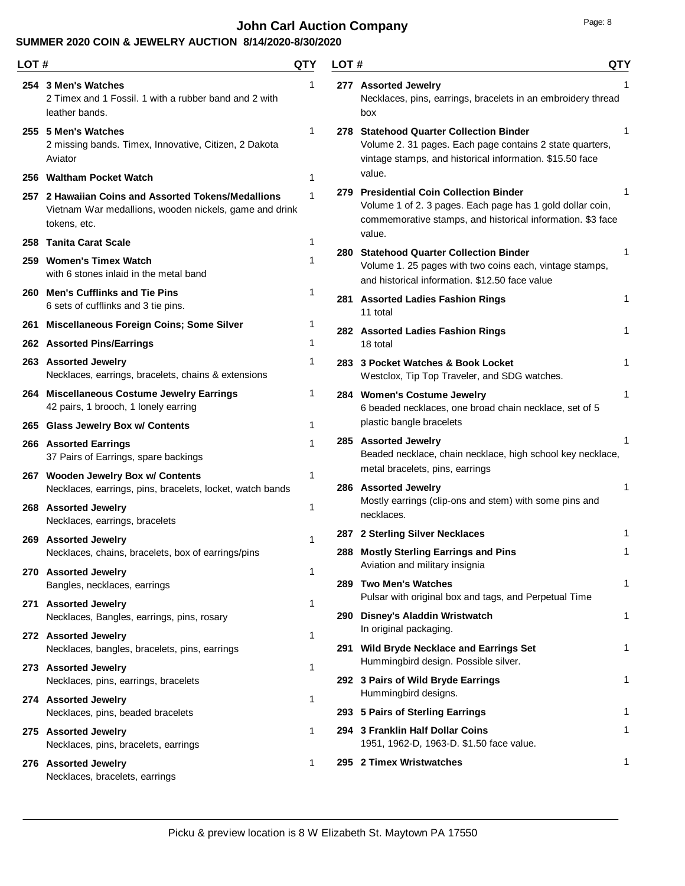# John Carl Auction Company

## SUMMER 2020 COIN & JEWELRY AUCTION 8/14/2020-8/30/2020

| LOT # | Description | QTY |
|---|---|---|
| 254 | **3 Men's Watches**<br>2 Timex and 1 Fossil. 1 with a rubber band and 2 with leather bands. | 1 |
| 255 | **5 Men's Watches**<br>2 missing bands. Timex, Innovative, Citizen, 2 Dakota Aviator | 1 |
| 256 | **Waltham Pocket Watch** | 1 |
| 257 | **2 Hawaiian Coins and Assorted Tokens/Medallions**<br>Vietnam War medallions, wooden nickels, game and drink tokens, etc. | 1 |
| 258 | **Tanita Carat Scale** | 1 |
| 259 | **Women's Timex Watch**<br>with 6 stones inlaid in the metal band | 1 |
| 260 | **Men's Cufflinks and Tie Pins**<br>6 sets of cufflinks and 3 tie pins. | 1 |
| 261 | **Miscellaneous Foreign Coins; Some Silver** | 1 |
| 262 | **Assorted Pins/Earrings** | 1 |
| 263 | **Assorted Jewelry**<br>Necklaces, earrings, bracelets, chains & extensions | 1 |
| 264 | **Miscellaneous Costume Jewelry Earrings**<br>42 pairs, 1 brooch, 1 lonely earring | 1 |
| 265 | **Glass Jewelry Box w/ Contents** | 1 |
| 266 | **Assorted Earrings**<br>37 Pairs of Earrings, spare backings | 1 |
| 267 | **Wooden Jewelry Box w/ Contents**<br>Necklaces, earrings, pins, bracelets, locket, watch bands | 1 |
| 268 | **Assorted Jewelry**<br>Necklaces, earrings, bracelets | 1 |
| 269 | **Assorted Jewelry**<br>Necklaces, chains, bracelets, box of earrings/pins | 1 |
| 270 | **Assorted Jewelry**<br>Bangles, necklaces, earrings | 1 |
| 271 | **Assorted Jewelry**<br>Necklaces, Bangles, earrings, pins, rosary | 1 |
| 272 | **Assorted Jewelry**<br>Necklaces, bangles, bracelets, pins, earrings | 1 |
| 273 | **Assorted Jewelry**<br>Necklaces, pins, earrings, bracelets | 1 |
| 274 | **Assorted Jewelry**<br>Necklaces, pins, beaded bracelets | 1 |
| 275 | **Assorted Jewelry**<br>Necklaces, pins, bracelets, earrings | 1 |
| 276 | **Assorted Jewelry**<br>Necklaces, bracelets, earrings | 1 |
| 277 | **Assorted Jewelry**<br>Necklaces, pins, earrings, bracelets in an embroidery thread box | 1 |
| 278 | **Statehood Quarter Collection Binder**<br>Volume 2. 31 pages. Each page contains 2 state quarters, vintage stamps, and historical information. $15.50 face value. | 1 |
| 279 | **Presidential Coin Collection Binder**<br>Volume 1 of 2. 3 pages. Each page has 1 gold dollar coin, commemorative stamps, and historical information. $3 face value. | 1 |
| 280 | **Statehood Quarter Collection Binder**<br>Volume 1. 25 pages with two coins each, vintage stamps, and historical information. $12.50 face value | 1 |
| 281 | **Assorted Ladies Fashion Rings**<br>11 total | 1 |
| 282 | **Assorted Ladies Fashion Rings**<br>18 total | 1 |
| 283 | **3 Pocket Watches & Book Locket**<br>Westclox, Tip Top Traveler, and SDG watches. | 1 |
| 284 | **Women's Costume Jewelry**<br>6 beaded necklaces, one broad chain necklace, set of 5 plastic bangle bracelets | 1 |
| 285 | **Assorted Jewelry**<br>Beaded necklace, chain necklace, high school key necklace, metal bracelets, pins, earrings | 1 |
| 286 | **Assorted Jewelry**<br>Mostly earrings (clip-ons and stem) with some pins and necklaces. | 1 |
| 287 | **2 Sterling Silver Necklaces** | 1 |
| 288 | **Mostly Sterling Earrings and Pins**<br>Aviation and military insignia | 1 |
| 289 | **Two Men's Watches**<br>Pulsar with original box and tags, and Perpetual Time | 1 |
| 290 | **Disney's Aladdin Wristwatch**<br>In original packaging. | 1 |
| 291 | **Wild Bryde Necklace and Earrings Set**<br>Hummingbird design. Possible silver. | 1 |
| 292 | **3 Pairs of Wild Bryde Earrings**<br>Hummingbird designs. | 1 |
| 293 | **5 Pairs of Sterling Earrings** | 1 |
| 294 | **3 Franklin Half Dollar Coins**<br>1951, 1962-D, 1963-D. $1.50 face value. | 1 |
| 295 | **2 Timex Wristwatches** | 1 |

Picku & preview location is 8 W Elizabeth St. Maytown PA 17550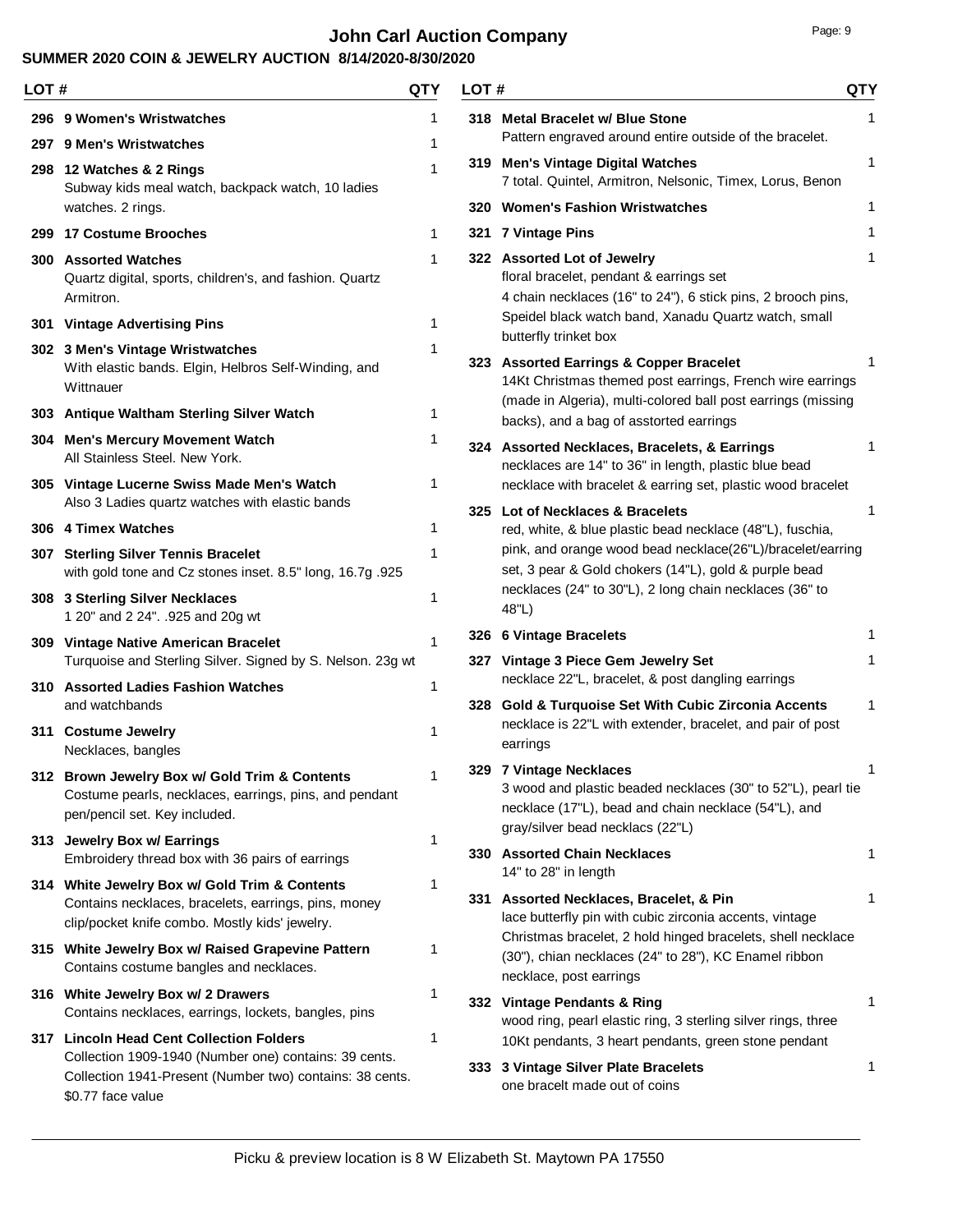# John Carl Auction Company

## SUMMER 2020 COIN & JEWELRY AUCTION 8/14/2020-8/30/2020

| LOT # | | QTY |
|---|---|---|
| 296 | **9 Women's Wristwatches** | 1 |
| 297 | **9 Men's Wristwatches** | 1 |
| 298 | **12 Watches & 2 Rings**<br>Subway kids meal watch, backpack watch, 10 ladies watches. 2 rings. | 1 |
| 299 | **17 Costume Brooches** | 1 |
| 300 | **Assorted Watches**<br>Quartz digital, sports, children's, and fashion. Quartz Armitron. | 1 |
| 301 | **Vintage Advertising Pins** | 1 |
| 302 | **3 Men's Vintage Wristwatches**<br>With elastic bands. Elgin, Helbros Self-Winding, and Wittnauer | 1 |
| 303 | **Antique Waltham Sterling Silver Watch** | 1 |
| 304 | **Men's Mercury Movement Watch**<br>All Stainless Steel. New York. | 1 |
| 305 | **Vintage Lucerne Swiss Made Men's Watch**<br>Also 3 Ladies quartz watches with elastic bands | 1 |
| 306 | **4 Timex Watches** | 1 |
| 307 | **Sterling Silver Tennis Bracelet**<br>with gold tone and Cz stones inset. 8.5" long, 16.7g .925 | 1 |
| 308 | **3 Sterling Silver Necklaces**<br>1 20" and 2 24". .925 and 20g wt | 1 |
| 309 | **Vintage Native American Bracelet**<br>Turquoise and Sterling Silver. Signed by S. Nelson. 23g wt | 1 |
| 310 | **Assorted Ladies Fashion Watches**<br>and watchbands | 1 |
| 311 | **Costume Jewelry**<br>Necklaces, bangles | 1 |
| 312 | **Brown Jewelry Box w/ Gold Trim & Contents**<br>Costume pearls, necklaces, earrings, pins, and pendant pen/pencil set. Key included. | 1 |
| 313 | **Jewelry Box w/ Earrings**<br>Embroidery thread box with 36 pairs of earrings | 1 |
| 314 | **White Jewelry Box w/ Gold Trim & Contents**<br>Contains necklaces, bracelets, earrings, pins, money clip/pocket knife combo. Mostly kids' jewelry. | 1 |
| 315 | **White Jewelry Box w/ Raised Grapevine Pattern**<br>Contains costume bangles and necklaces. | 1 |
| 316 | **White Jewelry Box w/ 2 Drawers**<br>Contains necklaces, earrings, lockets, bangles, pins | 1 |
| 317 | **Lincoln Head Cent Collection Folders**<br>Collection 1909-1940 (Number one) contains: 39 cents. Collection 1941-Present (Number two) contains: 38 cents. $0.77 face value | 1 |
| 318 | **Metal Bracelet w/ Blue Stone**<br>Pattern engraved around entire outside of the bracelet. | 1 |
| 319 | **Men's Vintage Digital Watches**<br>7 total. Quintel, Armitron, Nelsonic, Timex, Lorus, Benon | 1 |
| 320 | **Women's Fashion Wristwatches** | 1 |
| 321 | **7 Vintage Pins** | 1 |
| 322 | **Assorted Lot of Jewelry**<br>floral bracelet, pendant & earrings set<br>4 chain necklaces (16" to 24"), 6 stick pins, 2 brooch pins, Speidel black watch band, Xanadu Quartz watch, small butterfly trinket box | 1 |
| 323 | **Assorted Earrings & Copper Bracelet**<br>14Kt Christmas themed post earrings, French wire earrings (made in Algeria), multi-colored ball post earrings (missing backs), and a bag of asstorted earrings | 1 |
| 324 | **Assorted Necklaces, Bracelets, & Earrings**<br>necklaces are 14" to 36" in length, plastic blue bead necklace with bracelet & earring set, plastic wood bracelet | 1 |
| 325 | **Lot of Necklaces & Bracelets**<br>red, white, & blue plastic bead necklace (48"L), fuschia, pink, and orange wood bead necklace(26"L)/bracelet/earring set, 3 pear & Gold chokers (14"L), gold & purple bead necklaces (24" to 30"L), 2 long chain necklaces (36" to 48"L) | 1 |
| 326 | **6 Vintage Bracelets** | 1 |
| 327 | **Vintage 3 Piece Gem Jewelry Set**<br>necklace 22"L, bracelet, & post dangling earrings | 1 |
| 328 | **Gold & Turquoise Set With Cubic Zirconia Accents**<br>necklace is 22"L with extender, bracelet, and pair of post earrings | 1 |
| 329 | **7 Vintage Necklaces**<br>3 wood and plastic beaded necklaces (30" to 52"L), pearl tie necklace (17"L), bead and chain necklace (54"L), and gray/silver bead necklacs (22"L) | 1 |
| 330 | **Assorted Chain Necklaces**<br>14" to 28" in length | 1 |
| 331 | **Assorted Necklaces, Bracelet, & Pin**<br>lace butterfly pin with cubic zirconia accents, vintage Christmas bracelet, 2 hold hinged bracelets, shell necklace (30"), chian necklaces (24" to 28"), KC Enamel ribbon necklace, post earrings | 1 |
| 332 | **Vintage Pendants & Ring**<br>wood ring, pearl elastic ring, 3 sterling silver rings, three 10Kt pendants, 3 heart pendants, green stone pendant | 1 |
| 333 | **3 Vintage Silver Plate Bracelets**<br>one bracelt made out of coins | 1 |

Picku & preview location is 8 W Elizabeth St. Maytown PA 17550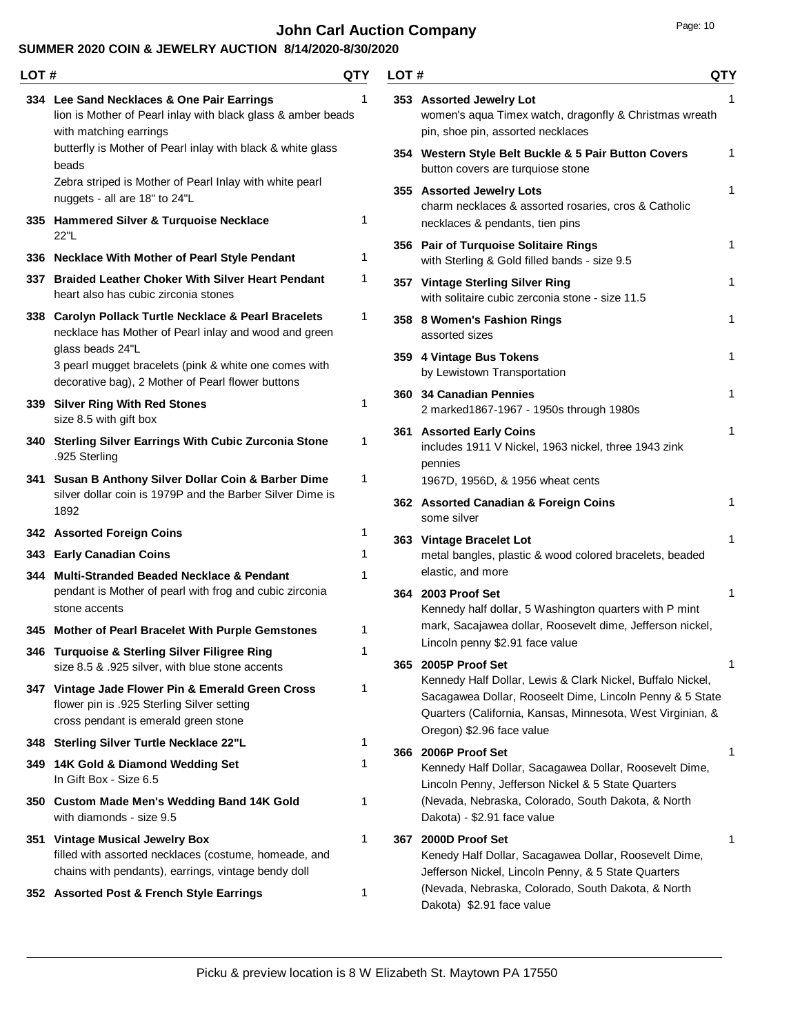# John Carl Auction Company

## SUMMER 2020 COIN & JEWELRY AUCTION 8/14/2020-8/30/2020

| LOT # | | QTY |
|---|---|---|
| 334 | **Lee Sand Necklaces & One Pair Earrings**<br>lion is Mother of Pearl inlay with black glass & amber beads with matching earrings<br>butterfly is Mother of Pearl inlay with black & white glass beads<br>Zebra striped is Mother of Pearl Inlay with white pearl nuggets - all are 18" to 24"L | 1 |
| 335 | **Hammered Silver & Turquoise Necklace**<br>22"L | 1 |
| 336 | **Necklace With Mother of Pearl Style Pendant** | 1 |
| 337 | **Braided Leather Choker With Silver Heart Pendant**<br>heart also has cubic zirconia stones | 1 |
| 338 | **Carolyn Pollack Turtle Necklace & Pearl Bracelets**<br>necklace has Mother of Pearl inlay and wood and green glass beads 24"L<br>3 pearl mugget bracelets (pink & white one comes with decorative bag), 2 Mother of Pearl flower buttons | 1 |
| 339 | **Silver Ring With Red Stones**<br>size 8.5 with gift box | 1 |
| 340 | **Sterling Silver Earrings With Cubic Zurconia Stone**<br>.925 Sterling | 1 |
| 341 | **Susan B Anthony Silver Dollar Coin & Barber Dime**<br>silver dollar coin is 1979P and the Barber Silver Dime is 1892 | 1 |
| 342 | **Assorted Foreign Coins** | 1 |
| 343 | **Early Canadian Coins** | 1 |
| 344 | **Multi-Stranded Beaded Necklace & Pendant**<br>pendant is Mother of pearl with frog and cubic zirconia stone accents | 1 |
| 345 | **Mother of Pearl Bracelet With Purple Gemstones** | 1 |
| 346 | **Turquoise & Sterling Silver Filigree Ring**<br>size 8.5 & .925 silver, with blue stone accents | 1 |
| 347 | **Vintage Jade Flower Pin & Emerald Green Cross**<br>flower pin is .925 Sterling Silver setting<br>cross pendant is emerald green stone | 1 |
| 348 | **Sterling Silver Turtle Necklace 22"L** | 1 |
| 349 | **14K Gold & Diamond Wedding Set**<br>In Gift Box - Size 6.5 | 1 |
| 350 | **Custom Made Men's Wedding Band 14K Gold**<br>with diamonds - size 9.5 | 1 |
| 351 | **Vintage Musical Jewelry Box**<br>filled with assorted necklaces (costume, homeade, and chains with pendants), earrings, vintage bendy doll | 1 |
| 352 | **Assorted Post & French Style Earrings** | 1 |
| 353 | **Assorted Jewelry Lot**<br>women's aqua Timex watch, dragonfly & Christmas wreath pin, shoe pin, assorted necklaces | 1 |
| 354 | **Western Style Belt Buckle & 5 Pair Button Covers**<br>button covers are turquiose stone | 1 |
| 355 | **Assorted Jewelry Lots**<br>charm necklaces & assorted rosaries, cros & Catholic necklaces & pendants, tien pins | 1 |
| 356 | **Pair of Turquoise Solitaire Rings**<br>with Sterling & Gold filled bands - size 9.5 | 1 |
| 357 | **Vintage Sterling Silver Ring**<br>with solitaire cubic zerconia stone - size 11.5 | 1 |
| 358 | **8 Women's Fashion Rings**<br>assorted sizes | 1 |
| 359 | **4 Vintage Bus Tokens**<br>by Lewistown Transportation | 1 |
| 360 | **34 Canadian Pennies**<br>2 marked1867-1967 - 1950s through 1980s | 1 |
| 361 | **Assorted Early Coins**<br>includes 1911 V Nickel, 1963 nickel, three 1943 zink pennies<br>1967D, 1956D, & 1956 wheat cents | 1 |
| 362 | **Assorted Canadian & Foreign Coins**<br>some silver | 1 |
| 363 | **Vintage Bracelet Lot**<br>metal bangles, plastic & wood colored bracelets, beaded elastic, and more | 1 |
| 364 | **2003 Proof Set**<br>Kennedy half dollar, 5 Washington quarters with P mint mark, Sacajawea dollar, Roosevelt dime, Jefferson nickel, Lincoln penny $2.91 face value | 1 |
| 365 | **2005P Proof Set**<br>Kennedy Half Dollar, Lewis & Clark Nickel, Buffalo Nickel, Sacagawea Dollar, Rooseelt Dime, Lincoln Penny & 5 State Quarters (California, Kansas, Minnesota, West Virginian, & Oregon) $2.96 face value | 1 |
| 366 | **2006P Proof Set**<br>Kennedy Half Dollar, Sacagawea Dollar, Roosevelt Dime, Lincoln Penny, Jefferson Nickel & 5 State Quarters (Nevada, Nebraska, Colorado, South Dakota, & North Dakota) - $2.91 face value | 1 |
| 367 | **2000D Proof Set**<br>Kenedy Half Dollar, Sacagawea Dollar, Roosevelt Dime, Jefferson Nickel, Lincoln Penny, & 5 State Quarters (Nevada, Nebraska, Colorado, South Dakota, & North Dakota) $2.91 face value | 1 |

Picku & preview location is 8 W Elizabeth St. Maytown PA 17550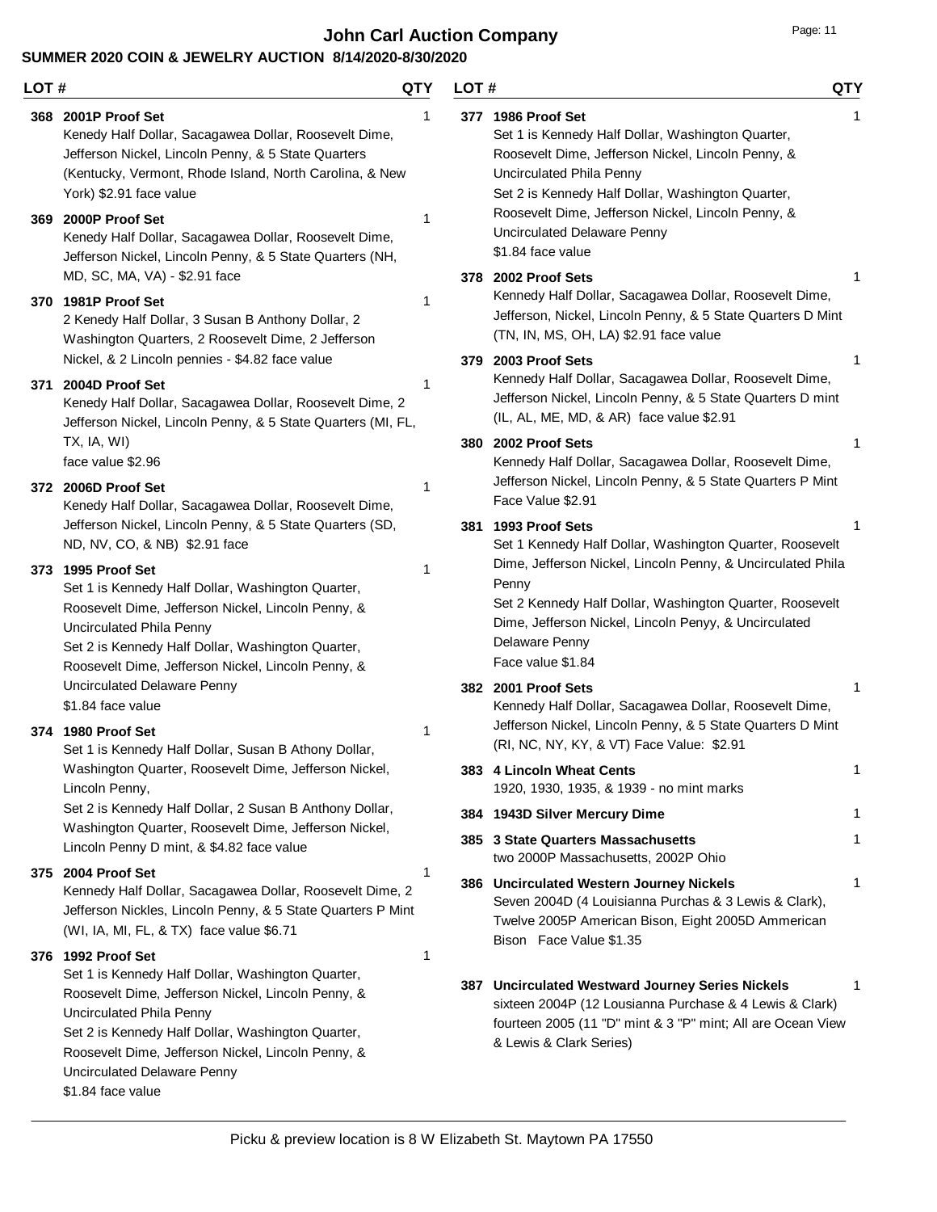# John Carl Auction Company

## SUMMER 2020 COIN & JEWELRY AUCTION 8/14/2020-8/30/2020

| LOT # | | QTY |
|---|---|---|
| 368 | **2001P Proof Set**<br>Kenedy Half Dollar, Sacagawea Dollar, Roosevelt Dime, Jefferson Nickel, Lincoln Penny, & 5 State Quarters (Kentucky, Vermont, Rhode Island, North Carolina, & New York) $2.91 face value | 1 |
| 369 | **2000P Proof Set**<br>Kenedy Half Dollar, Sacagawea Dollar, Roosevelt Dime, Jefferson Nickel, Lincoln Penny, & 5 State Quarters (NH, MD, SC, MA, VA) - $2.91 face | 1 |
| 370 | **1981P Proof Set**<br>2 Kenedy Half Dollar, 3 Susan B Anthony Dollar, 2 Washington Quarters, 2 Roosevelt Dime, 2 Jefferson Nickel, & 2 Lincoln pennies - $4.82 face value | 1 |
| 371 | **2004D Proof Set**<br>Kenedy Half Dollar, Sacagawea Dollar, Roosevelt Dime, 2 Jefferson Nickel, Lincoln Penny, & 5 State Quarters (MI, FL, TX, IA, WI)<br>face value $2.96 | 1 |
| 372 | **2006D Proof Set**<br>Kenedy Half Dollar, Sacagawea Dollar, Roosevelt Dime, Jefferson Nickel, Lincoln Penny, & 5 State Quarters (SD, ND, NV, CO, & NB) $2.91 face | 1 |
| 373 | **1995 Proof Set**<br>Set 1 is Kennedy Half Dollar, Washington Quarter, Roosevelt Dime, Jefferson Nickel, Lincoln Penny, & Uncirculated Phila Penny<br>Set 2 is Kennedy Half Dollar, Washington Quarter, Roosevelt Dime, Jefferson Nickel, Lincoln Penny, & Uncirculated Delaware Penny<br>$1.84 face value | 1 |
| 374 | **1980 Proof Set**<br>Set 1 is Kennedy Half Dollar, Susan B Athony Dollar, Washington Quarter, Roosevelt Dime, Jefferson Nickel, Lincoln Penny,<br>Set 2 is Kennedy Half Dollar, 2 Susan B Anthony Dollar, Washington Quarter, Roosevelt Dime, Jefferson Nickel, Lincoln Penny D mint, & $4.82 face value | 1 |
| 375 | **2004 Proof Set**<br>Kennedy Half Dollar, Sacagawea Dollar, Roosevelt Dime, 2 Jefferson Nickles, Lincoln Penny, & 5 State Quarters P Mint (WI, IA, MI, FL, & TX) face value $6.71 | 1 |
| 376 | **1992 Proof Set**<br>Set 1 is Kennedy Half Dollar, Washington Quarter, Roosevelt Dime, Jefferson Nickel, Lincoln Penny, & Uncirculated Phila Penny<br>Set 2 is Kennedy Half Dollar, Washington Quarter, Roosevelt Dime, Jefferson Nickel, Lincoln Penny, & Uncirculated Delaware Penny<br>$1.84 face value | 1 |
| 377 | **1986 Proof Set**<br>Set 1 is Kennedy Half Dollar, Washington Quarter, Roosevelt Dime, Jefferson Nickel, Lincoln Penny, & Uncirculated Phila Penny<br>Set 2 is Kennedy Half Dollar, Washington Quarter, Roosevelt Dime, Jefferson Nickel, Lincoln Penny, & Uncirculated Delaware Penny<br>$1.84 face value | 1 |
| 378 | **2002 Proof Sets**<br>Kennedy Half Dollar, Sacagawea Dollar, Roosevelt Dime, Jefferson, Nickel, Lincoln Penny, & 5 State Quarters D Mint (TN, IN, MS, OH, LA) $2.91 face value | 1 |
| 379 | **2003 Proof Sets**<br>Kennedy Half Dollar, Sacagawea Dollar, Roosevelt Dime, Jefferson Nickel, Lincoln Penny, & 5 State Quarters D mint (IL, AL, ME, MD, & AR) face value $2.91 | 1 |
| 380 | **2002 Proof Sets**<br>Kennedy Half Dollar, Sacagawea Dollar, Roosevelt Dime, Jefferson Nickel, Lincoln Penny, & 5 State Quarters P Mint Face Value $2.91 | 1 |
| 381 | **1993 Proof Sets**<br>Set 1 Kennedy Half Dollar, Washington Quarter, Roosevelt Dime, Jefferson Nickel, Lincoln Penny, & Uncirculated Phila Penny<br>Set 2 Kennedy Half Dollar, Washington Quarter, Roosevelt Dime, Jefferson Nickel, Lincoln Penyy, & Uncirculated Delaware Penny<br>Face value $1.84 | 1 |
| 382 | **2001 Proof Sets**<br>Kennedy Half Dollar, Sacagawea Dollar, Roosevelt Dime, Jefferson Nickel, Lincoln Penny, & 5 State Quarters D Mint (RI, NC, NY, KY, & VT) Face Value: $2.91 | 1 |
| 383 | **4 Lincoln Wheat Cents**<br>1920, 1930, 1935, & 1939 - no mint marks | 1 |
| 384 | **1943D Silver Mercury Dime** | 1 |
| 385 | **3 State Quarters Massachusetts**<br>two 2000P Massachusetts, 2002P Ohio | 1 |
| 386 | **Uncirculated Western Journey Nickels**<br>Seven 2004D (4 Louisianna Purchas & 3 Lewis & Clark), Twelve 2005P American Bison, Eight 2005D Ammerican Bison Face Value $1.35 | 1 |
| 387 | **Uncirculated Westward Journey Series Nickels**<br>sixteen 2004P (12 Lousianna Purchase & 4 Lewis & Clark) fourteen 2005 (11 "D" mint & 3 "P" mint; All are Ocean View & Lewis & Clark Series) | 1 |

Picku & preview location is 8 W Elizabeth St. Maytown PA 17550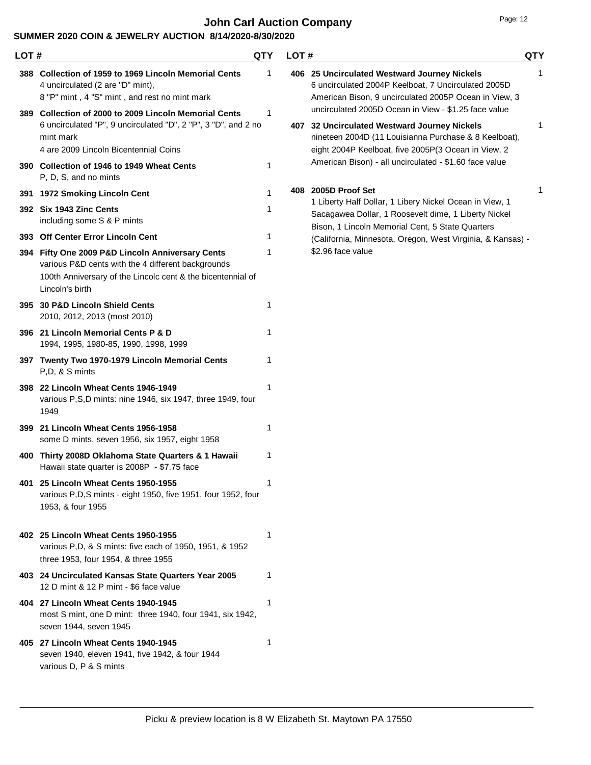# John Carl Auction Company

## SUMMER 2020 COIN & JEWELRY AUCTION 8/14/2020-8/30/2020

| LOT # | | QTY |
|---|---|---|
| 388 | **Collection of 1959 to 1969 Lincoln Memorial Cents**<br>4 uncirculated (2 are "D" mint),<br>8 "P" mint , 4 "S" mint , and rest no mint mark | 1 |
| 389 | **Collection of 2000 to 2009 Lincoln Memorial Cents**<br>6 uncirculated "P", 9 uncirculated "D", 2 "P", 3 "D", and 2 no mint mark<br>4 are 2009 Lincoln Bicentennial Coins | 1 |
| 390 | **Collection of 1946 to 1949 Wheat Cents**<br>P, D, S, and no mints | 1 |
| 391 | **1972 Smoking Lincoln Cent** | 1 |
| 392 | **Six 1943 Zinc Cents**<br>including some S & P mints | 1 |
| 393 | **Off Center Error Lincoln Cent** | 1 |
| 394 | **Fifty One 2009 P&D Lincoln Anniversary Cents**<br>various P&D cents with the 4 different backgrounds<br>100th Anniversary of the Lincolc cent & the bicentennial of Lincoln's birth | 1 |
| 395 | **30 P&D Lincoln Shield Cents**<br>2010, 2012, 2013 (most 2010) | 1 |
| 396 | **21 Lincoln Memorial Cents P & D**<br>1994, 1995, 1980-85, 1990, 1998, 1999 | 1 |
| 397 | **Twenty Two 1970-1979 Lincoln Memorial Cents**<br>P,D, & S mints | 1 |
| 398 | **22 Lincoln Wheat Cents 1946-1949**<br>various P,S,D mints: nine 1946, six 1947, three 1949, four 1949 | 1 |
| 399 | **21 Lincoln Wheat Cents 1956-1958**<br>some D mints, seven 1956, six 1957, eight 1958 | 1 |
| 400 | **Thirty 2008D Oklahoma State Quarters & 1 Hawaii**<br>Hawaii state quarter is 2008P - $7.75 face | 1 |
| 401 | **25 Lincoln Wheat Cents 1950-1955**<br>various P,D,S mints - eight 1950, five 1951, four 1952, four 1953, & four 1955 | 1 |
| 402 | **25 Lincoln Wheat Cents 1950-1955**<br>various P,D, & S mints: five each of 1950, 1951, & 1952<br>three 1953, four 1954, & three 1955 | 1 |
| 403 | **24 Uncirculated Kansas State Quarters Year 2005**<br>12 D mint & 12 P mint - $6 face value | 1 |
| 404 | **27 Lincoln Wheat Cents 1940-1945**<br>most S mint, one D mint: three 1940, four 1941, six 1942, seven 1944, seven 1945 | 1 |
| 405 | **27 Lincoln Wheat Cents 1940-1945**<br>seven 1940, eleven 1941, five 1942, & four 1944<br>various D, P & S mints | 1 |
| 406 | **25 Uncirculated Westward Journey Nickels**<br>6 uncirculated 2004P Keelboat, 7 Uncirculated 2005D American Bison, 9 uncirculated 2005P Ocean in View, 3 uncirculated 2005D Ocean in View - $1.25 face value | 1 |
| 407 | **32 Uncirculated Westward Journey Nickels**<br>nineteen 2004D (11 Louisianna Purchase & 8 Keelboat), eight 2004P Keelboat, five 2005P(3 Ocean in View, 2 American Bison) - all uncirculated - $1.60 face value | 1 |
| 408 | **2005D Proof Set**<br>1 Liberty Half Dollar, 1 Libery Nickel Ocean in View, 1 Sacagawea Dollar, 1 Roosevelt dime, 1 Liberty Nickel Bison, 1 Lincoln Memorial Cent, 5 State Quarters (California, Minnesota, Oregon, West Virginia, & Kansas) - $2.96 face value | 1 |

Picku & preview location is 8 W Elizabeth St. Maytown PA 17550